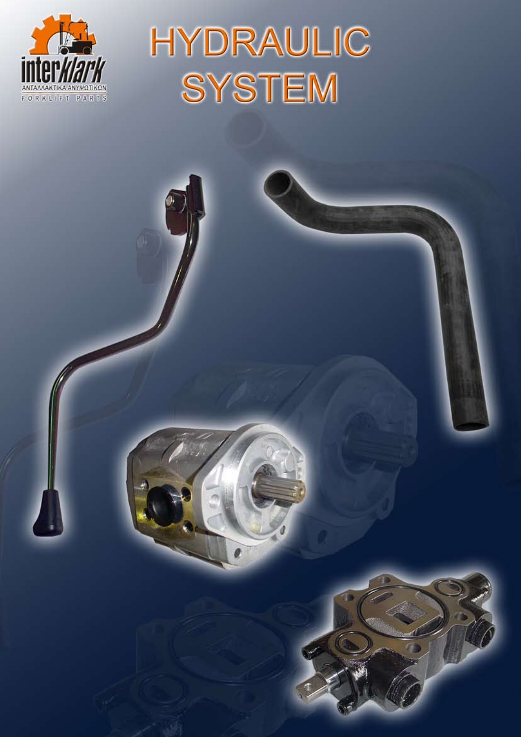interklark

ΑΝΤΑΛΛΑΚΤΙΚΑ ΑΝΥΨΩΤΙΚΩΝ

FORKLIFT PARTS

# HYDRAULIC SYSTEM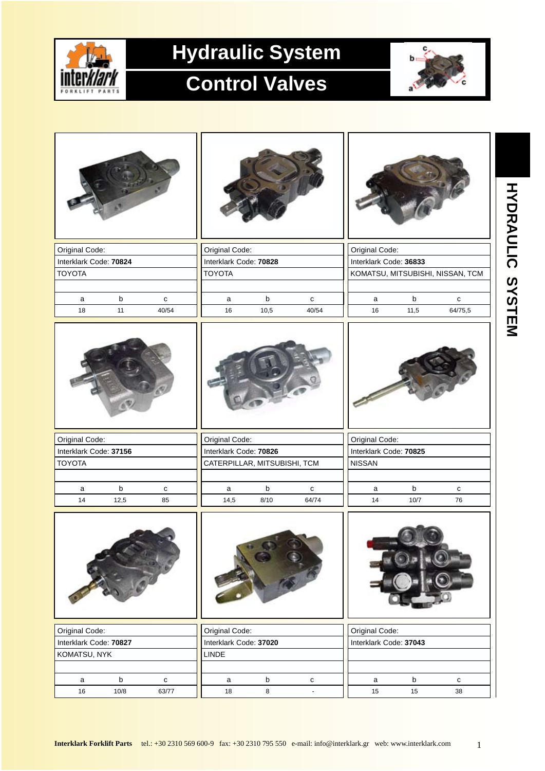# Hydraulic System

# Control Valves

HYDRAULIC SYSTEM

| Original Code: | | |
|---|---|---|
| Interklark Code: **70824** | | |
| TOYOTA | | |
| | | |
| a | b | c |
| 18 | 11 | 40/54 |

| Original Code: | | |
|---|---|---|
| Interklark Code: **70828** | | |
| TOYOTA | | |
| | | |
| a | b | c |
| 16 | 10,5 | 40/54 |

| Original Code: | | |
|---|---|---|
| Interklark Code: **36833** | | |
| KOMATSU, MITSUBISHI, NISSAN, TCM | | |
| | | |
| a | b | c |
| 16 | 11,5 | 64/75,5 |

| Original Code: | | |
|---|---|---|
| Interklark Code: **37156** | | |
| TOYOTA | | |
| | | |
| a | b | c |
| 14 | 12,5 | 85 |

| Original Code: | | |
|---|---|---|
| Interklark Code: **70826** | | |
| CATERPILLAR, MITSUBISHI, TCM | | |
| | | |
| a | b | c |
| 14,5 | 8/10 | 64/74 |

| Original Code: | | |
|---|---|---|
| Interklark Code: **70825** | | |
| NISSAN | | |
| | | |
| a | b | c |
| 14 | 10/7 | 76 |

| Original Code: | | |
|---|---|---|
| Interklark Code: **70827** | | |
| KOMATSU, NYK | | |
| | | |
| a | b | c |
| 16 | 10/8 | 63/77 |

| Original Code: | | |
|---|---|---|
| Interklark Code: **37020** | | |
| LINDE | | |
| | | |
| a | b | c |
| 18 | 8 | - |

| Original Code: | | |
|---|---|---|
| Interklark Code: **37043** | | |
| | | |
| | | |
| a | b | c |
| 15 | 15 | 38 |

**Interklark Forklift Parts** tel.: +30 2310 569 600-9 fax: +30 2310 795 550 e-mail: info@interklark.gr web: www.interklark.com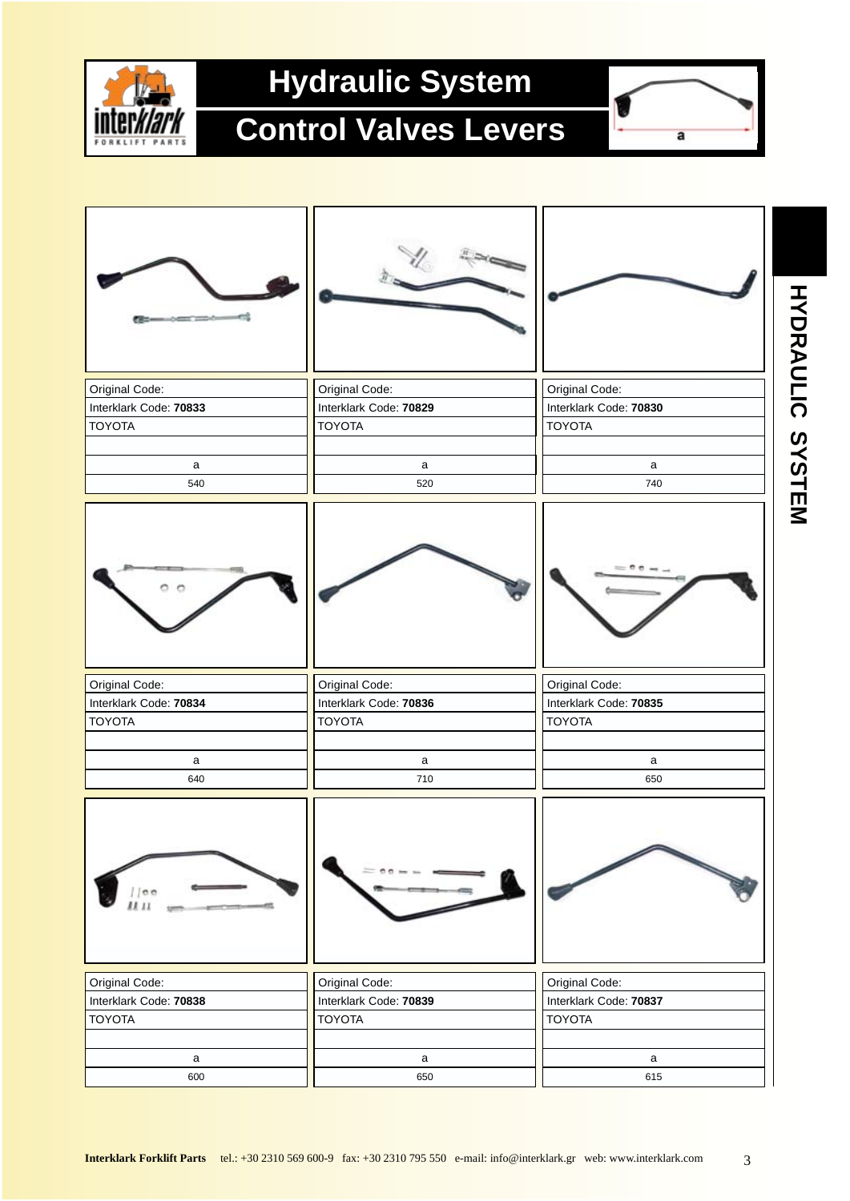# Hydraulic System

## Control Valves Levers

| Original Code: | Original Code: | Original Code: |
|---|---|---|
| Interklark Code: **70833** | Interklark Code: **70829** | Interklark Code: **70830** |
| TOYOTA | TOYOTA | TOYOTA |
| a | a | a |
| 540 | 520 | 740 |

| Original Code: | Original Code: | Original Code: |
|---|---|---|
| Interklark Code: **70834** | Interklark Code: **70836** | Interklark Code: **70835** |
| TOYOTA | TOYOTA | TOYOTA |
| a | a | a |
| 640 | 710 | 650 |

| Original Code: | Original Code: | Original Code: |
|---|---|---|
| Interklark Code: **70838** | Interklark Code: **70839** | Interklark Code: **70837** |
| TOYOTA | TOYOTA | TOYOTA |
| a | a | a |
| 600 | 650 | 615 |

**Interklark Forklift Parts** tel.: +30 2310 569 600-9 fax: +30 2310 795 550 e-mail: info@interklark.gr web: www.interklark.com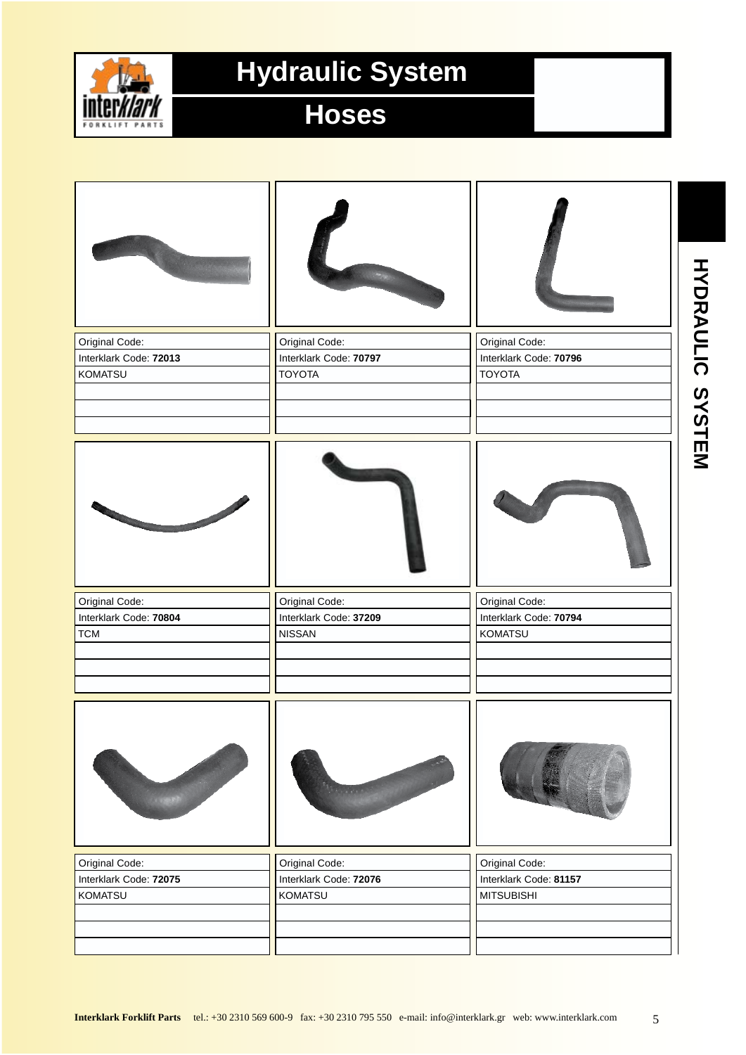# Hydraulic System

## Hoses

| | | |
|---|---|---|
| Original Code: | Original Code: | Original Code: |
| Interklark Code: **72013** | Interklark Code: **70797** | Interklark Code: **70796** |
| KOMATSU | TOYOTA | TOYOTA |

| | | |
|---|---|---|
| Original Code: | Original Code: | Original Code: |
| Interklark Code: **70804** | Interklark Code: **37209** | Interklark Code: **70794** |
| TCM | NISSAN | KOMATSU |

| | | |
|---|---|---|
| Original Code: | Original Code: | Original Code: |
| Interklark Code: **72075** | Interklark Code: **72076** | Interklark Code: **81157** |
| KOMATSU | KOMATSU | MITSUBISHI |

**Interklark Forklift Parts** tel.: +30 2310 569 600-9 fax: +30 2310 795 550 e-mail: info@interklark.gr web: www.interklark.com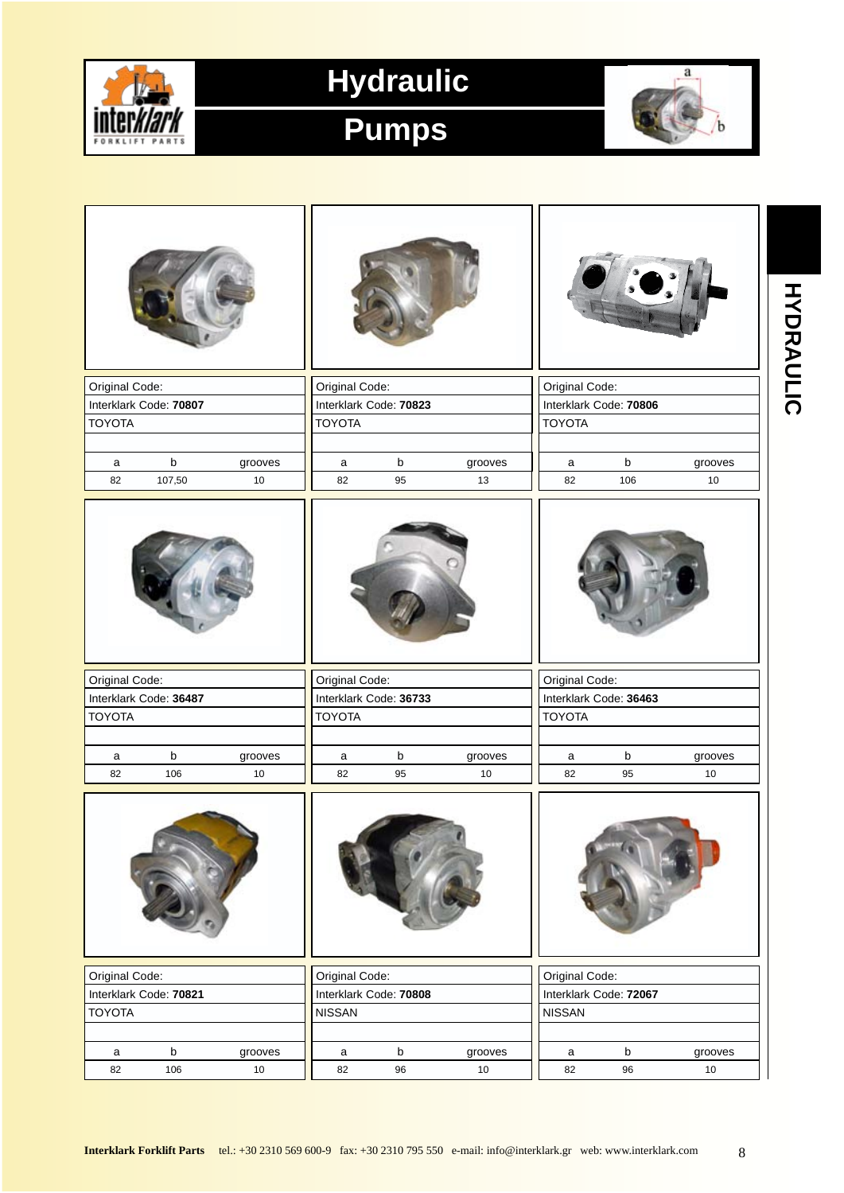# Hydraulic Pumps

HYDRAULIC

| | | |
|---|---|---|
| Original Code: | | |
| Interklark Code: **70807** | | |
| TOYOTA | | |
| a | b | grooves |
| 82 | 107,50 | 10 |

| | | |
|---|---|---|
| Original Code: | | |
| Interklark Code: **70823** | | |
| TOYOTA | | |
| a | b | grooves |
| 82 | 95 | 13 |

| | | |
|---|---|---|
| Original Code: | | |
| Interklark Code: **70806** | | |
| TOYOTA | | |
| a | b | grooves |
| 82 | 106 | 10 |

| | | |
|---|---|---|
| Original Code: | | |
| Interklark Code: **36487** | | |
| TOYOTA | | |
| a | b | grooves |
| 82 | 106 | 10 |

| | | |
|---|---|---|
| Original Code: | | |
| Interklark Code: **36733** | | |
| TOYOTA | | |
| a | b | grooves |
| 82 | 95 | 10 |

| | | |
|---|---|---|
| Original Code: | | |
| Interklark Code: **36463** | | |
| TOYOTA | | |
| a | b | grooves |
| 82 | 95 | 10 |

| | | |
|---|---|---|
| Original Code: | | |
| Interklark Code: **70821** | | |
| TOYOTA | | |
| a | b | grooves |
| 82 | 106 | 10 |

| | | |
|---|---|---|
| Original Code: | | |
| Interklark Code: **70808** | | |
| NISSAN | | |
| a | b | grooves |
| 82 | 96 | 10 |

| | | |
|---|---|---|
| Original Code: | | |
| Interklark Code: **72067** | | |
| NISSAN | | |
| a | b | grooves |
| 82 | 96 | 10 |

**Interklark Forklift Parts** tel.: +30 2310 569 600-9 fax: +30 2310 795 550 e-mail: info@interklark.gr web: www.interklark.com